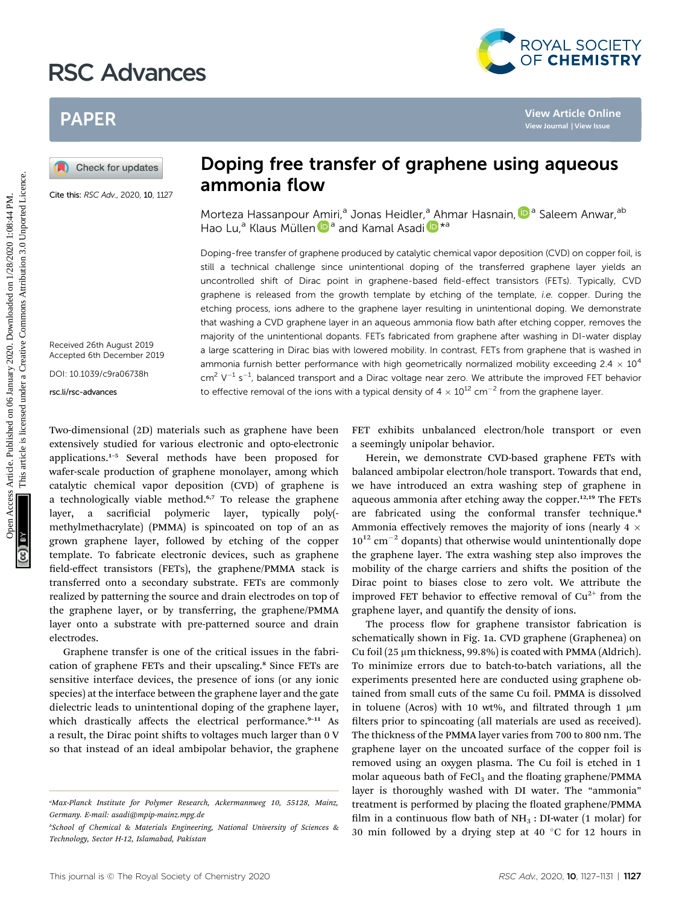# Doping free transfer of graphene using aqueous ammonia flow

Morteza Hassanpour Amiri,[a] Jonas Heidler,[a] Ahmar Hasnain,[a] Saleem Anwar,[ab] Hao Lu,[a] Klaus Müllen[a] and Kamal Asadi*[a]

Cite this: RSC Adv., 2020, 10, 1127

Received 26th August 2019
Accepted 6th December 2019

DOI: 10.1039/c9ra06738h

rsc.li/rsc-advances

Doping-free transfer of graphene produced by catalytic chemical vapor deposition (CVD) on copper foil, is still a technical challenge since unintentional doping of the transferred graphene layer yields an uncontrolled shift of Dirac point in graphene-based field-effect transistors (FETs). Typically, CVD graphene is released from the growth template by etching of the template, *i.e.* copper. During the etching process, ions adhere to the graphene layer resulting in unintentional doping. We demonstrate that washing a CVD graphene layer in an aqueous ammonia flow bath after etching copper, removes the majority of the unintentional dopants. FETs fabricated from graphene after washing in DI-water display a large scattering in Dirac bias with lowered mobility. In contrast, FETs from graphene that is washed in ammonia furnish better performance with high geometrically normalized mobility exceeding $2.4 \times 10^4$ $cm^2\ V^{-1}\ s^{-1}$, balanced transport and a Dirac voltage near zero. We attribute the improved FET behavior to effective removal of the ions with a typical density of $4 \times 10^{12}$ $cm^{-2}$ from the graphene layer.

Two-dimensional (2D) materials such as graphene have been extensively studied for various electronic and opto-electronic applications.[1–5] Several methods have been proposed for wafer-scale production of graphene monolayer, among which catalytic chemical vapor deposition (CVD) of graphene is a technologically viable method.[6,7] To release the graphene layer, a sacrificial polymeric layer, typically poly(-methylmethacrylate) (PMMA) is spincoated on top of an as grown graphene layer, followed by etching of the copper template. To fabricate electronic devices, such as graphene field-effect transistors (FETs), the graphene/PMMA stack is transferred onto a secondary substrate. FETs are commonly realized by patterning the source and drain electrodes on top of the graphene layer, or by transferring, the graphene/PMMA layer onto a substrate with pre-patterned source and drain electrodes.

Graphene transfer is one of the critical issues in the fabrication of graphene FETs and their upscaling.[8] Since FETs are sensitive interface devices, the presence of ions (or any ionic species) at the interface between the graphene layer and the gate dielectric leads to unintentional doping of the graphene layer, which drastically affects the electrical performance.[9–11] As a result, the Dirac point shifts to voltages much larger than 0 V so that instead of an ideal ambipolar behavior, the graphene FET exhibits unbalanced electron/hole transport or even a seemingly unipolar behavior.

Herein, we demonstrate CVD-based graphene FETs with balanced ambipolar electron/hole transport. Towards that end, we have introduced an extra washing step of graphene in aqueous ammonia after etching away the copper.[12,19] The FETs are fabricated using the conformal transfer technique.[8] Ammonia effectively removes the majority of ions (nearly $4 \times 10^{12}$ $cm^{-2}$ dopants) that otherwise would unintentionally dope the graphene layer. The extra washing step also improves the mobility of the charge carriers and shifts the position of the Dirac point to biases close to zero volt. We attribute the improved FET behavior to effective removal of $Cu^{2+}$ from the graphene layer, and quantify the density of ions.

The process flow for graphene transistor fabrication is schematically shown in Fig. 1a. CVD graphene (Graphenea) on Cu foil (25 μm thickness, 99.8%) is coated with PMMA (Aldrich). To minimize errors due to batch-to-batch variations, all the experiments presented here are conducted using graphene obtained from small cuts of the same Cu foil. PMMA is dissolved in toluene (Acros) with 10 wt%, and filtrated through 1 μm filters prior to spincoating (all materials are used as received). The thickness of the PMMA layer varies from 700 to 800 nm. The graphene layer on the uncoated surface of the copper foil is removed using an oxygen plasma. The Cu foil is etched in 1 molar aqueous bath of $FeCl_3$ and the floating graphene/PMMA layer is thoroughly washed with DI water. The "ammonia" treatment is performed by placing the floated graphene/PMMA film in a continuous flow bath of $NH_3$ : DI-water (1 molar) for 30 min followed by a drying step at 40 °C for 12 hours in

[a]Max-Planck Institute for Polymer Research, Ackermannweg 10, 55128, Mainz, Germany. E-mail: asadi@mpip-mainz.mpg.de

[b]School of Chemical & Materials Engineering, National University of Sciences & Technology, Sector H-12, Islamabad, Pakistan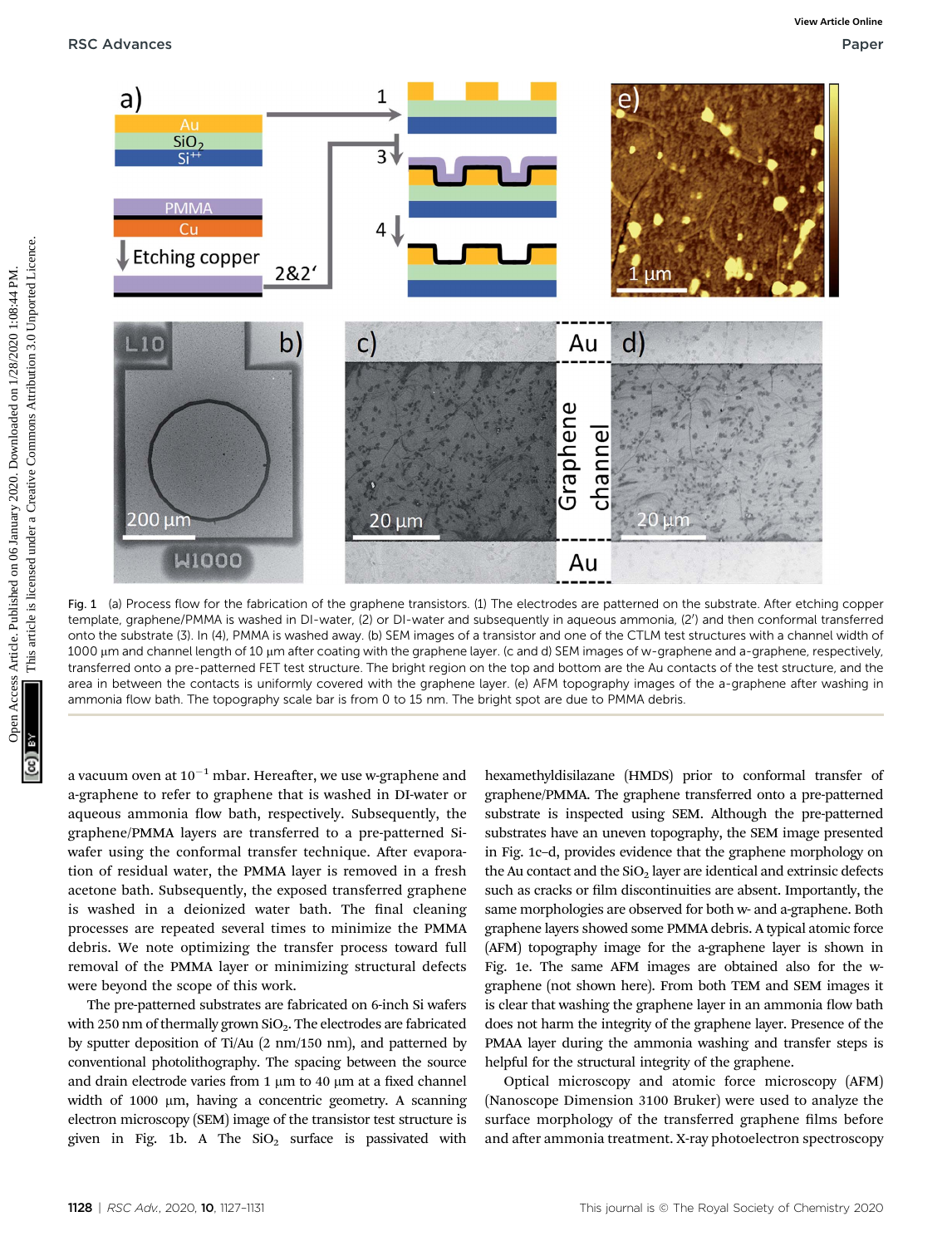Fig. 1 (a) Process flow for the fabrication of the graphene transistors. (1) The electrodes are patterned on the substrate. After etching copper template, graphene/PMMA is washed in DI-water, (2) or DI-water and subsequently in aqueous ammonia, (2′) and then conformal transferred onto the substrate (3). In (4), PMMA is washed away. (b) SEM images of a transistor and one of the CTLM test structures with a channel width of 1000 μm and channel length of 10 μm after coating with the graphene layer. (c and d) SEM images of w-graphene and a-graphene, respectively, transferred onto a pre-patterned FET test structure. The bright region on the top and bottom are the Au contacts of the test structure, and the area in between the contacts is uniformly covered with the graphene layer. (e) AFM topography images of the a-graphene after washing in ammonia flow bath. The topography scale bar is from 0 to 15 nm. The bright spot are due to PMMA debris.

a vacuum oven at $10^{-1}$ mbar. Hereafter, we use w-graphene and a-graphene to refer to graphene that is washed in DI-water or aqueous ammonia flow bath, respectively. Subsequently, the graphene/PMMA layers are transferred to a pre-patterned Si-wafer using the conformal transfer technique. After evaporation of residual water, the PMMA layer is removed in a fresh acetone bath. Subsequently, the exposed transferred graphene is washed in a deionized water bath. The final cleaning processes are repeated several times to minimize the PMMA debris. We note optimizing the transfer process toward full removal of the PMMA layer or minimizing structural defects were beyond the scope of this work.

The pre-patterned substrates are fabricated on 6-inch Si wafers with 250 nm of thermally grown $SiO_2$. The electrodes are fabricated by sputter deposition of Ti/Au (2 nm/150 nm), and patterned by conventional photolithography. The spacing between the source and drain electrode varies from 1 μm to 40 μm at a fixed channel width of 1000 μm, having a concentric geometry. A scanning electron microscopy (SEM) image of the transistor test structure is given in Fig. 1b. A The $SiO_2$ surface is passivated with hexamethyldisilazane (HMDS) prior to conformal transfer of graphene/PMMA. The graphene transferred onto a pre-patterned substrate is inspected using SEM. Although the pre-patterned substrates have an uneven topography, the SEM image presented in Fig. 1c–d, provides evidence that the graphene morphology on the Au contact and the $SiO_2$ layer are identical and extrinsic defects such as cracks or film discontinuities are absent. Importantly, the same morphologies are observed for both w- and a-graphene. Both graphene layers showed some PMMA debris. A typical atomic force (AFM) topography image for the a-graphene layer is shown in Fig. 1e. The same AFM images are obtained also for the w-graphene (not shown here). From both TEM and SEM images it is clear that washing the graphene layer in an ammonia flow bath does not harm the integrity of the graphene layer. Presence of the PMAA layer during the ammonia washing and transfer steps is helpful for the structural integrity of the graphene.

Optical microscopy and atomic force microscopy (AFM) (Nanoscope Dimension 3100 Bruker) were used to analyze the surface morphology of the transferred graphene films before and after ammonia treatment. X-ray photoelectron spectroscopy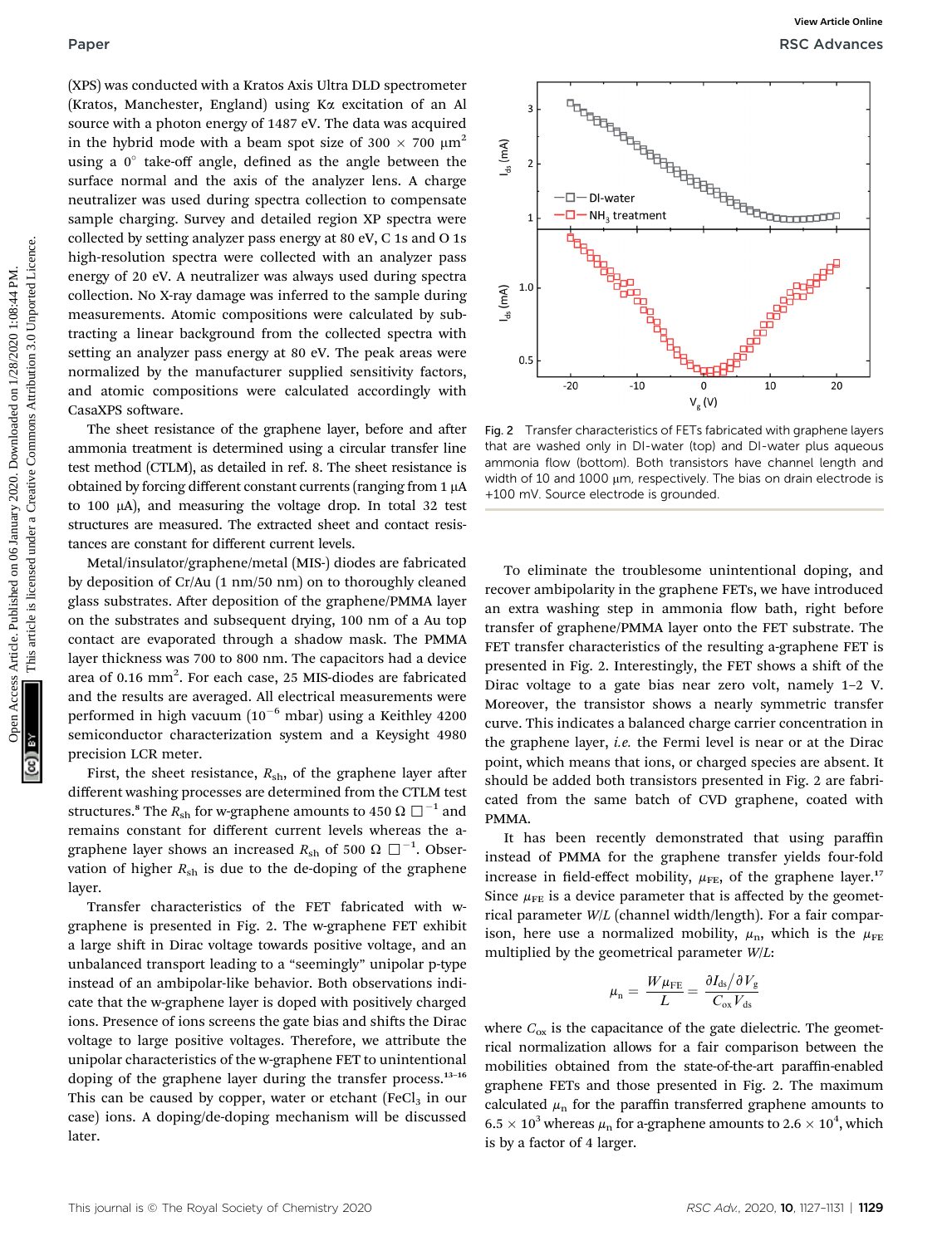(XPS) was conducted with a Kratos Axis Ultra DLD spectrometer (Kratos, Manchester, England) using Kα excitation of an Al source with a photon energy of 1487 eV. The data was acquired in the hybrid mode with a beam spot size of 300 × 700 μm$^2$ using a 0° take-off angle, defined as the angle between the surface normal and the axis of the analyzer lens. A charge neutralizer was used during spectra collection to compensate sample charging. Survey and detailed region XP spectra were collected by setting analyzer pass energy at 80 eV, C 1s and O 1s high-resolution spectra were collected with an analyzer pass energy of 20 eV. A neutralizer was always used during spectra collection. No X-ray damage was inferred to the sample during measurements. Atomic compositions were calculated by subtracting a linear background from the collected spectra with setting an analyzer pass energy at 80 eV. The peak areas were normalized by the manufacturer supplied sensitivity factors, and atomic compositions were calculated accordingly with CasaXPS software.

The sheet resistance of the graphene layer, before and after ammonia treatment is determined using a circular transfer line test method (CTLM), as detailed in ref. 8. The sheet resistance is obtained by forcing different constant currents (ranging from 1 μA to 100 μA), and measuring the voltage drop. In total 32 test structures are measured. The extracted sheet and contact resistances are constant for different current levels.

Metal/insulator/graphene/metal (MIS-) diodes are fabricated by deposition of Cr/Au (1 nm/50 nm) on to thoroughly cleaned glass substrates. After deposition of the graphene/PMMA layer on the substrates and subsequent drying, 100 nm of a Au top contact are evaporated through a shadow mask. The PMMA layer thickness was 700 to 800 nm. The capacitors had a device area of 0.16 mm$^2$. For each case, 25 MIS-diodes are fabricated and the results are averaged. All electrical measurements were performed in high vacuum ($10^{-6}$ mbar) using a Keithley 4200 semiconductor characterization system and a Keysight 4980 precision LCR meter.

First, the sheet resistance, $R_{sh}$, of the graphene layer after different washing processes are determined from the CTLM test structures.[8] The $R_{sh}$ for w-graphene amounts to 450 Ω □$^{-1}$ and remains constant for different current levels whereas the a-graphene layer shows an increased $R_{sh}$ of 500 Ω □$^{-1}$. Observation of higher $R_{sh}$ is due to the de-doping of the graphene layer.

Transfer characteristics of the FET fabricated with w-graphene is presented in Fig. 2. The w-graphene FET exhibit a large shift in Dirac voltage towards positive voltage, and an unbalanced transport leading to a "seemingly" unipolar p-type instead of an ambipolar-like behavior. Both observations indicate that the w-graphene layer is doped with positively charged ions. Presence of ions screens the gate bias and shifts the Dirac voltage to large positive voltages. Therefore, we attribute the unipolar characteristics of the w-graphene FET to unintentional doping of the graphene layer during the transfer process.[13–16] This can be caused by copper, water or etchant ($FeCl_3$ in our case) ions. A doping/de-doping mechanism will be discussed later.

Fig. 2 Transfer characteristics of FETs fabricated with graphene layers that are washed only in DI-water (top) and DI-water plus aqueous ammonia flow (bottom). Both transistors have channel length and width of 10 and 1000 μm, respectively. The bias on drain electrode is +100 mV. Source electrode is grounded.

To eliminate the troublesome unintentional doping, and recover ambipolarity in the graphene FETs, we have introduced an extra washing step in ammonia flow bath, right before transfer of graphene/PMMA layer onto the FET substrate. The FET transfer characteristics of the resulting a-graphene FET is presented in Fig. 2. Interestingly, the FET shows a shift of the Dirac voltage to a gate bias near zero volt, namely 1–2 V. Moreover, the transistor shows a nearly symmetric transfer curve. This indicates a balanced charge carrier concentration in the graphene layer, *i.e.* the Fermi level is near or at the Dirac point, which means that ions, or charged species are absent. It should be added both transistors presented in Fig. 2 are fabricated from the same batch of CVD graphene, coated with PMMA.

It has been recently demonstrated that using paraffin instead of PMMA for the graphene transfer yields four-fold increase in field-effect mobility, $\mu_{FE}$, of the graphene layer.[17] Since $\mu_{FE}$ is a device parameter that is affected by the geometrical parameter $W/L$ (channel width/length). For a fair comparison, here use a normalized mobility, $\mu_n$, which is the $\mu_{FE}$ multiplied by the geometrical parameter $W/L$:

$$\mu_n = \frac{W\mu_{FE}}{L} = \frac{\partial I_{ds}/\partial V_g}{C_{ox}V_{ds}}$$

where $C_{ox}$ is the capacitance of the gate dielectric. The geometrical normalization allows for a fair comparison between the mobilities obtained from the state-of-the-art paraffin-enabled graphene FETs and those presented in Fig. 2. The maximum calculated $\mu_n$ for the paraffin transferred graphene amounts to $6.5 \times 10^3$ whereas $\mu_n$ for a-graphene amounts to $2.6 \times 10^4$, which is by a factor of 4 larger.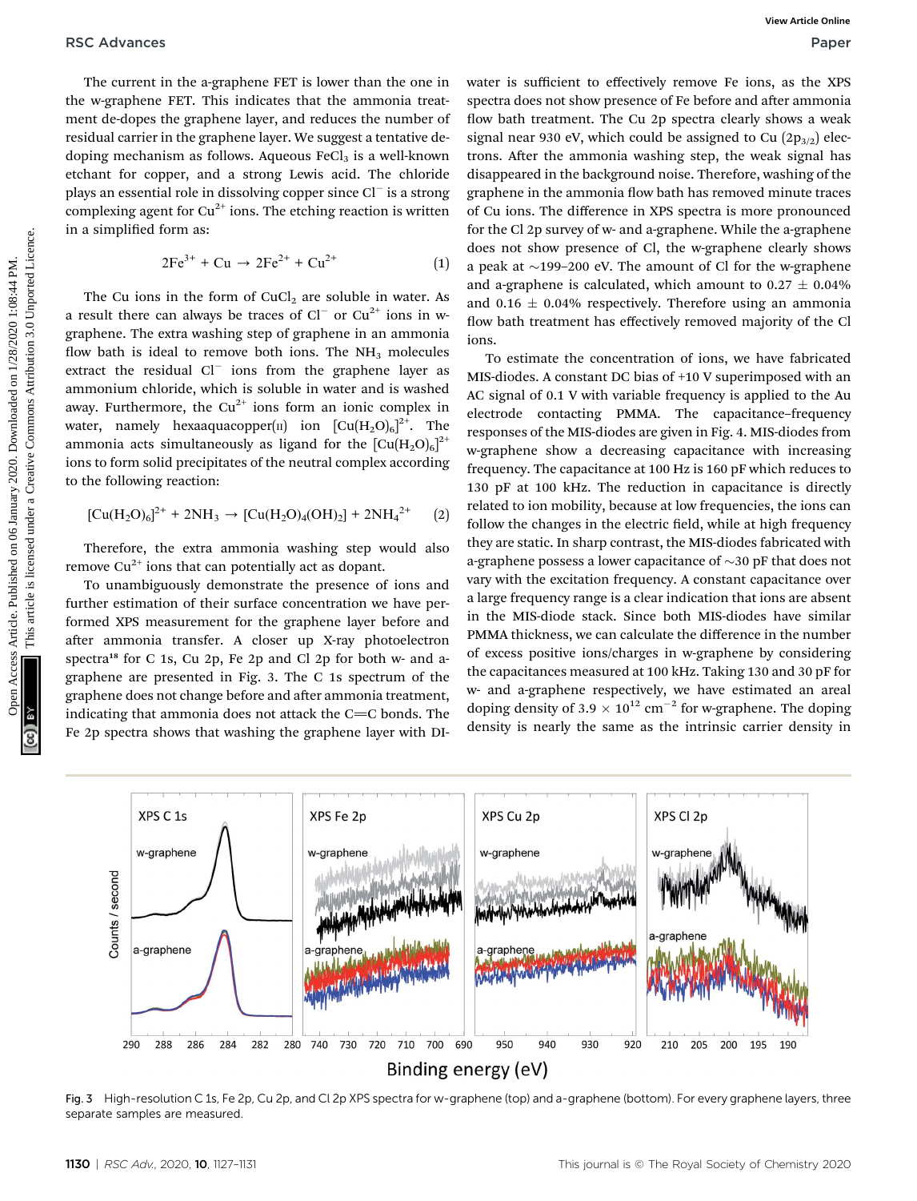The current in the a-graphene FET is lower than the one in the w-graphene FET. This indicates that the ammonia treatment de-dopes the graphene layer, and reduces the number of residual carrier in the graphene layer. We suggest a tentative de-doping mechanism as follows. Aqueous $FeCl_3$ is a well-known etchant for copper, and a strong Lewis acid. The chloride plays an essential role in dissolving copper since $Cl^-$ is a strong complexing agent for $Cu^{2+}$ ions. The etching reaction is written in a simplified form as:

$$2Fe^{3+} + Cu \rightarrow 2Fe^{2+} + Cu^{2+} \quad (1)$$

The Cu ions in the form of $CuCl_2$ are soluble in water. As a result there can always be traces of $Cl^-$ or $Cu^{2+}$ ions in w-graphene. The extra washing step of graphene in an ammonia flow bath is ideal to remove both ions. The $NH_3$ molecules extract the residual $Cl^-$ ions from the graphene layer as ammonium chloride, which is soluble in water and is washed away. Furthermore, the $Cu^{2+}$ ions form an ionic complex in water, namely hexaaquacopper(II) ion $[Cu(H_2O)_6]^{2+}$. The ammonia acts simultaneously as ligand for the $[Cu(H_2O)_6]^{2+}$ ions to form solid precipitates of the neutral complex according to the following reaction:

$$[Cu(H_2O)_6]^{2+} + 2NH_3 \rightarrow [Cu(H_2O)_4(OH)_2] + 2NH_4^{2+} \quad (2)$$

Therefore, the extra ammonia washing step would also remove $Cu^{2+}$ ions that can potentially act as dopant.

To unambiguously demonstrate the presence of ions and further estimation of their surface concentration we have performed XPS measurement for the graphene layer before and after ammonia transfer. A closer up X-ray photoelectron spectra[18] for C 1s, Cu 2p, Fe 2p and Cl 2p for both w- and a-graphene are presented in Fig. 3. The C 1s spectrum of the graphene does not change before and after ammonia treatment, indicating that ammonia does not attack the C═C bonds. The Fe 2p spectra shows that washing the graphene layer with DI-water is sufficient to effectively remove Fe ions, as the XPS spectra does not show presence of Fe before and after ammonia flow bath treatment. The Cu 2p spectra clearly shows a weak signal near 930 eV, which could be assigned to Cu ($2p_{3/2}$) electrons. After the ammonia washing step, the weak signal has disappeared in the background noise. Therefore, washing of the graphene in the ammonia flow bath has removed minute traces of Cu ions. The difference in XPS spectra is more pronounced for the Cl 2p survey of w- and a-graphene. While the a-graphene does not show presence of Cl, the w-graphene clearly shows a peak at ∼199–200 eV. The amount of Cl for the w-graphene and a-graphene is calculated, which amount to 0.27 ± 0.04% and 0.16 ± 0.04% respectively. Therefore using an ammonia flow bath treatment has effectively removed majority of the Cl ions.

To estimate the concentration of ions, we have fabricated MIS-diodes. A constant DC bias of +10 V superimposed with an AC signal of 0.1 V with variable frequency is applied to the Au electrode contacting PMMA. The capacitance–frequency responses of the MIS-diodes are given in Fig. 4. MIS-diodes from w-graphene show a decreasing capacitance with increasing frequency. The capacitance at 100 Hz is 160 pF which reduces to 130 pF at 100 kHz. The reduction in capacitance is directly related to ion mobility, because at low frequencies, the ions can follow the changes in the electric field, while at high frequency they are static. In sharp contrast, the MIS-diodes fabricated with a-graphene possess a lower capacitance of ∼30 pF that does not vary with the excitation frequency. A constant capacitance over a large frequency range is a clear indication that ions are absent in the MIS-diode stack. Since both MIS-diodes have similar PMMA thickness, we can calculate the difference in the number of excess positive ions/charges in w-graphene by considering the capacitances measured at 100 kHz. Taking 130 and 30 pF for w- and a-graphene respectively, we have estimated an areal doping density of $3.9 \times 10^{12}$ cm$^{-2}$ for w-graphene. The doping density is nearly the same as the intrinsic carrier density in

Fig. 3 High-resolution C 1s, Fe 2p, Cu 2p, and Cl 2p XPS spectra for w-graphene (top) and a-graphene (bottom). For every graphene layers, three separate samples are measured.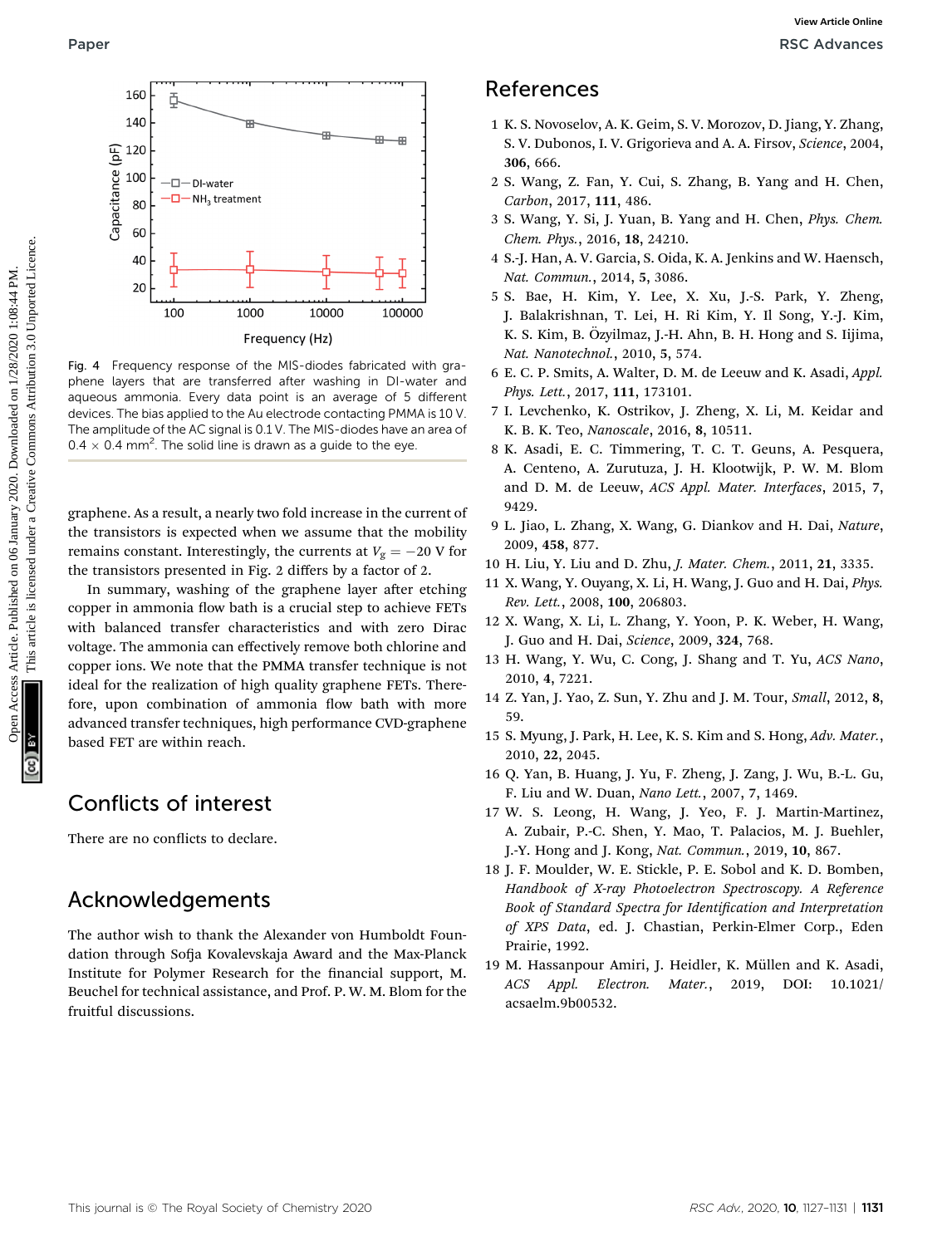160
140
120
100
80
60
40
20

Capacitance (pF)

—□— DI-water
—□— $NH_3$ treatment

100 1000 10000 100000

Frequency (Hz)

Fig. 4 Frequency response of the MIS-diodes fabricated with graphene layers that are transferred after washing in DI-water and aqueous ammonia. Every data point is an average of 5 different devices. The bias applied to the Au electrode contacting PMMA is 10 V. The amplitude of the AC signal is 0.1 V. The MIS-diodes have an area of $0.4 \times 0.4$ mm$^2$. The solid line is drawn as a guide to the eye.

graphene. As a result, a nearly two fold increase in the current of the transistors is expected when we assume that the mobility remains constant. Interestingly, the currents at $V_g = -20$ V for the transistors presented in Fig. 2 differs by a factor of 2.

In summary, washing of the graphene layer after etching copper in ammonia flow bath is a crucial step to achieve FETs with balanced transfer characteristics and with zero Dirac voltage. The ammonia can effectively remove both chlorine and copper ions. We note that the PMMA transfer technique is not ideal for the realization of high quality graphene FETs. Therefore, upon combination of ammonia flow bath with more advanced transfer techniques, high performance CVD-graphene based FET are within reach.

## Conflicts of interest

There are no conflicts to declare.

## Acknowledgements

The author wish to thank the Alexander von Humboldt Foundation through Sofja Kovalevskaja Award and the Max-Planck Institute for Polymer Research for the financial support, M. Beuchel for technical assistance, and Prof. P. W. M. Blom for the fruitful discussions.

## References

1 K. S. Novoselov, A. K. Geim, S. V. Morozov, D. Jiang, Y. Zhang, S. V. Dubonos, I. V. Grigorieva and A. A. Firsov, *Science*, 2004, **306**, 666.

2 S. Wang, Z. Fan, Y. Cui, S. Zhang, B. Yang and H. Chen, *Carbon*, 2017, **111**, 486.

3 S. Wang, Y. Si, J. Yuan, B. Yang and H. Chen, *Phys. Chem. Chem. Phys.*, 2016, **18**, 24210.

4 S.-J. Han, A. V. Garcia, S. Oida, K. A. Jenkins and W. Haensch, *Nat. Commun.*, 2014, **5**, 3086.

5 S. Bae, H. Kim, Y. Lee, X. Xu, J.-S. Park, Y. Zheng, J. Balakrishnan, T. Lei, H. Ri Kim, Y. Il Song, Y.-J. Kim, K. S. Kim, B. Özyilmaz, J.-H. Ahn, B. H. Hong and S. Iijima, *Nat. Nanotechnol.*, 2010, **5**, 574.

6 E. C. P. Smits, A. Walter, D. M. de Leeuw and K. Asadi, *Appl. Phys. Lett.*, 2017, **111**, 173101.

7 I. Levchenko, K. Ostrikov, J. Zheng, X. Li, M. Keidar and K. B. K. Teo, *Nanoscale*, 2016, **8**, 10511.

8 K. Asadi, E. C. Timmering, T. C. T. Geuns, A. Pesquera, A. Centeno, A. Zurutuza, J. H. Klootwijk, P. W. M. Blom and D. M. de Leeuw, *ACS Appl. Mater. Interfaces*, 2015, **7**, 9429.

9 L. Jiao, L. Zhang, X. Wang, G. Diankov and H. Dai, *Nature*, 2009, **458**, 877.

10 H. Liu, Y. Liu and D. Zhu, *J. Mater. Chem.*, 2011, **21**, 3335.

11 X. Wang, Y. Ouyang, X. Li, H. Wang, J. Guo and H. Dai, *Phys. Rev. Lett.*, 2008, **100**, 206803.

12 X. Wang, X. Li, L. Zhang, Y. Yoon, P. K. Weber, H. Wang, J. Guo and H. Dai, *Science*, 2009, **324**, 768.

13 H. Wang, Y. Wu, C. Cong, J. Shang and T. Yu, *ACS Nano*, 2010, **4**, 7221.

14 Z. Yan, J. Yao, Z. Sun, Y. Zhu and J. M. Tour, *Small*, 2012, **8**, 59.

15 S. Myung, J. Park, H. Lee, K. S. Kim and S. Hong, *Adv. Mater.*, 2010, **22**, 2045.

16 Q. Yan, B. Huang, J. Yu, F. Zheng, J. Zang, J. Wu, B.-L. Gu, F. Liu and W. Duan, *Nano Lett.*, 2007, **7**, 1469.

17 W. S. Leong, H. Wang, J. Yeo, F. J. Martin-Martinez, A. Zubair, P.-C. Shen, Y. Mao, T. Palacios, M. J. Buehler, J.-Y. Hong and J. Kong, *Nat. Commun.*, 2019, **10**, 867.

18 J. F. Moulder, W. E. Stickle, P. E. Sobol and K. D. Bomben, *Handbook of X-ray Photoelectron Spectroscopy. A Reference Book of Standard Spectra for Identification and Interpretation of XPS Data*, ed. J. Chastian, Perkin-Elmer Corp., Eden Prairie, 1992.

19 M. Hassanpour Amiri, J. Heidler, K. Müllen and K. Asadi, *ACS Appl. Electron. Mater.*, 2019, DOI: 10.1021/acsaelm.9b00532.